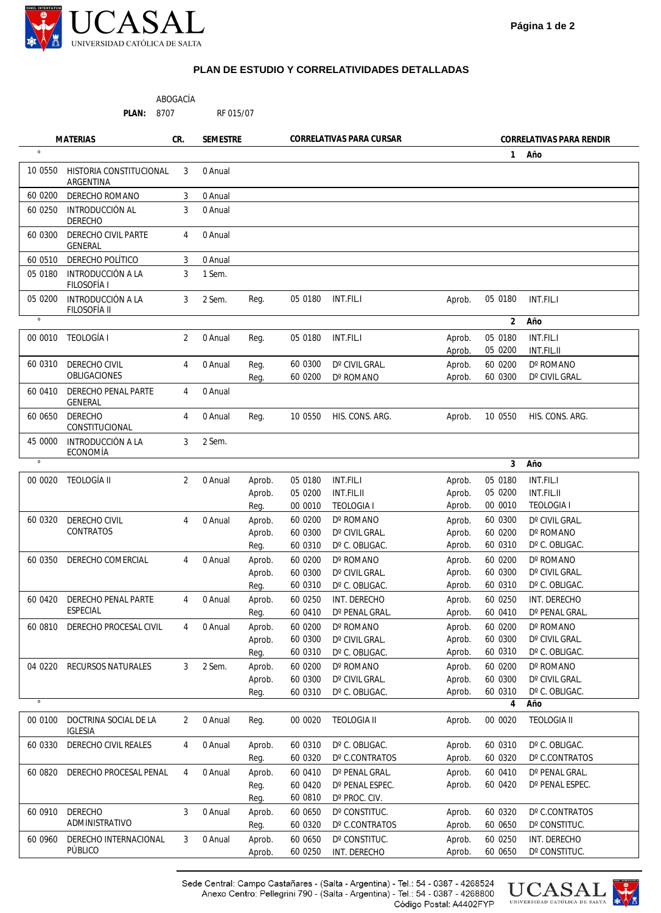UCASAL
UNIVERSIDAD CATÓLICA DE SALTA

## PLAN DE ESTUDIO Y CORRELATIVIDADES DETALLADAS

ABOGACÍA

**PLAN:** 8707 RF 015/07

| MATERIAS | | CR. | SEMESTRE | CORRELATIVAS PARA CURSAR | | | CORRELATIVAS PARA RENDIR | | |
|---|---|---|---|---|---|---|---|---|---|
| **1° Año** | | | | | | | | | |
| 10 0550 | HISTORIA CONSTITUCIONAL ARGENTINA | 3 | 0 Anual | | | | | | |
| 60 0200 | DERECHO ROMANO | 3 | 0 Anual | | | | | | |
| 60 0250 | INTRODUCCIÓN AL DERECHO | 3 | 0 Anual | | | | | | |
| 60 0300 | DERECHO CIVIL PARTE GENERAL | 4 | 0 Anual | | | | | | |
| 60 0510 | DERECHO POLÍTICO | 3 | 0 Anual | | | | | | |
| 05 0180 | INTRODUCCIÓN A LA FILOSOFÍA I | 3 | 1 Sem. | | | | | | |
| 05 0200 | INTRODUCCIÓN A LA FILOSOFÍA II | 3 | 2 Sem. | Reg. | 05 0180 | INT.FIL.I | Aprob. | 05 0180 | INT.FIL.I |
| **2° Año** | | | | | | | | | |
| 00 0010 | TEOLOGÍA I | 2 | 0 Anual | Reg. | 05 0180 | INT.FIL.I | Aprob. | 05 0180 | INT.FIL.I |
| | | | | | | | Aprob. | 05 0200 | INT.FIL.II |
| 60 0310 | DERECHO CIVIL OBLIGACIONES | 4 | 0 Anual | Reg. | 60 0300 | Dº CIVIL GRAL. | Aprob. | 60 0200 | Dº ROMANO |
| | | | | Reg. | 60 0200 | Dº ROMANO | Aprob. | 60 0300 | Dº CIVIL GRAL. |
| 60 0410 | DERECHO PENAL PARTE GENERAL | 4 | 0 Anual | | | | | | |
| 60 0650 | DERECHO CONSTITUCIONAL | 4 | 0 Anual | Reg. | 10 0550 | HIS. CONS. ARG. | Aprob. | 10 0550 | HIS. CONS. ARG. |
| 45 0000 | INTRODUCCIÓN A LA ECONOMÍA | 3 | 2 Sem. | | | | | | |
| **3° Año** | | | | | | | | | |
| 00 0020 | TEOLOGÍA II | 2 | 0 Anual | Aprob. | 05 0180 | INT.FIL.I | Aprob. | 05 0180 | INT.FIL.I |
| | | | | Aprob. | 05 0200 | INT.FIL.II | Aprob. | 05 0200 | INT.FIL.II |
| | | | | Reg. | 00 0010 | TEOLOGIA I | Aprob. | 00 0010 | TEOLOGIA I |
| 60 0320 | DERECHO CIVIL CONTRATOS | 4 | 0 Anual | Aprob. | 60 0200 | Dº ROMANO | Aprob. | 60 0300 | Dº CIVIL GRAL. |
| | | | | Aprob. | 60 0300 | Dº CIVIL GRAL. | Aprob. | 60 0200 | Dº ROMANO |
| | | | | Reg. | 60 0310 | Dº C. OBLIGAC. | Aprob. | 60 0310 | Dº C. OBLIGAC. |
| 60 0350 | DERECHO COMERCIAL | 4 | 0 Anual | Aprob. | 60 0200 | Dº ROMANO | Aprob. | 60 0200 | Dº ROMANO |
| | | | | Aprob. | 60 0300 | Dº CIVIL GRAL. | Aprob. | 60 0300 | Dº CIVIL GRAL. |
| | | | | Reg. | 60 0310 | Dº C. OBLIGAC. | Aprob. | 60 0310 | Dº C. OBLIGAC. |
| 60 0420 | DERECHO PENAL PARTE ESPECIAL | 4 | 0 Anual | Aprob. | 60 0250 | INT. DERECHO | Aprob. | 60 0250 | INT. DERECHO |
| | | | | Reg. | 60 0410 | Dº PENAL GRAL. | Aprob. | 60 0410 | Dº PENAL GRAL. |
| 60 0810 | DERECHO PROCESAL CIVIL | 4 | 0 Anual | Aprob. | 60 0200 | Dº ROMANO | Aprob. | 60 0200 | Dº ROMANO |
| | | | | Aprob. | 60 0300 | Dº CIVIL GRAL. | Aprob. | 60 0300 | Dº CIVIL GRAL. |
| | | | | Reg. | 60 0310 | Dº C. OBLIGAC. | Aprob. | 60 0310 | Dº C. OBLIGAC. |
| 04 0220 | RECURSOS NATURALES | 3 | 2 Sem. | Aprob. | 60 0200 | Dº ROMANO | Aprob. | 60 0200 | Dº ROMANO |
| | | | | Aprob. | 60 0300 | Dº CIVIL GRAL. | Aprob. | 60 0300 | Dº CIVIL GRAL. |
| | | | | Reg. | 60 0310 | Dº C. OBLIGAC. | Aprob. | 60 0310 | Dº C. OBLIGAC. |
| **4° Año** | | | | | | | | | |
| 00 0100 | DOCTRINA SOCIAL DE LA IGLESIA | 2 | 0 Anual | Reg. | 00 0020 | TEOLOGIA II | Aprob. | 00 0020 | TEOLOGIA II |
| 60 0330 | DERECHO CIVIL REALES | 4 | 0 Anual | Aprob. | 60 0310 | Dº C. OBLIGAC. | Aprob. | 60 0310 | Dº C. OBLIGAC. |
| | | | | Reg. | 60 0320 | Dº C.CONTRATOS | Aprob. | 60 0320 | Dº C.CONTRATOS |
| 60 0820 | DERECHO PROCESAL PENAL | 4 | 0 Anual | Aprob. | 60 0410 | Dº PENAL GRAL. | Aprob. | 60 0410 | Dº PENAL GRAL. |
| | | | | Reg. | 60 0420 | Dº PENAL ESPEC. | Aprob. | 60 0420 | Dº PENAL ESPEC. |
| | | | | Reg. | 60 0810 | Dº PROC. CIV. | | | |
| 60 0910 | DERECHO ADMINISTRATIVO | 3 | 0 Anual | Aprob. | 60 0650 | Dº CONSTITUC. | Aprob. | 60 0320 | Dº C.CONTRATOS |
| | | | | Reg. | 60 0320 | Dº C.CONTRATOS | Aprob. | 60 0650 | Dº CONSTITUC. |
| 60 0960 | DERECHO INTERNACIONAL PÚBLICO | 3 | 0 Anual | Aprob. | 60 0650 | Dº CONSTITUC. | Aprob. | 60 0250 | INT. DERECHO |
| | | | | Aprob. | 60 0250 | INT. DERECHO | Aprob. | 60 0650 | Dº CONSTITUC. |

Sede Central: Campo Castañares - (Salta - Argentina) - Tel.: 54 - 0387 - 4268524
Anexo Centro: Pellegrini 790 - (Salta - Argentina) - Tel.: 54 - 0387 - 4268800
Código Postal: A4402FYP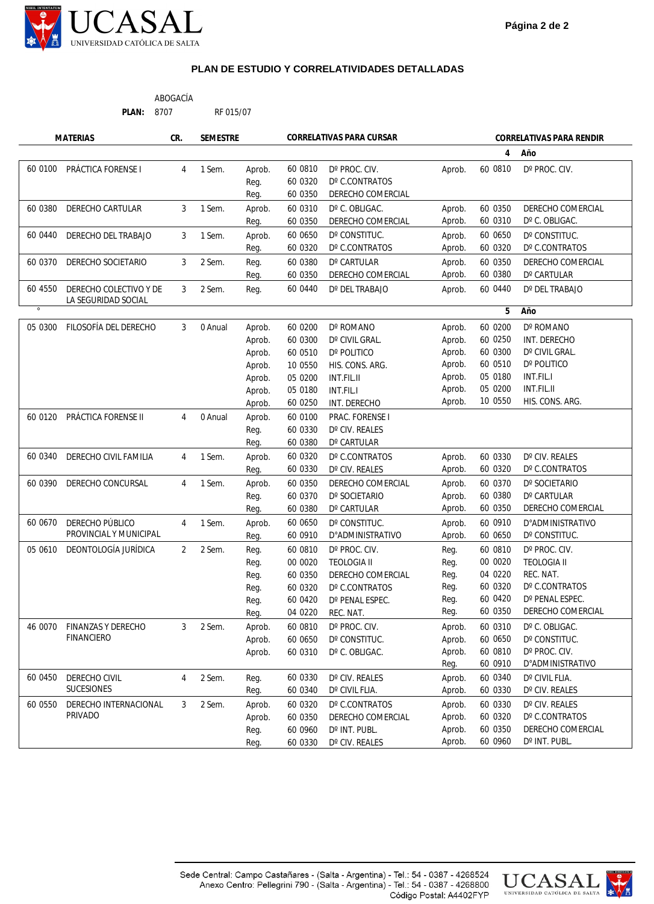## PLAN DE ESTUDIO Y CORRELATIVIDADES DETALLADAS

ABOGACÍA

**PLAN:** 8707 RF 015/07

| MATERIAS | | CR. | SEMESTRE | CORRELATIVAS PARA CURSAR | | | CORRELATIVAS PARA RENDIR | | |
|---|---|---|---|---|---|---|---|---|---|
| | | | | | | | | **4** | **Año** |
| 60 0100 | PRÁCTICA FORENSE I | 4 | 1 Sem. | Aprob. | 60 0810 | Dº PROC. CIV. | Aprob. | 60 0810 | Dº PROC. CIV. |
| | | | | Reg. | 60 0320 | Dº C.CONTRATOS | | | |
| | | | | Reg. | 60 0350 | DERECHO COMERCIAL | | | |
| 60 0380 | DERECHO CARTULAR | 3 | 1 Sem. | Aprob. | 60 0310 | Dº C. OBLIGAC. | Aprob. | 60 0350 | DERECHO COMERCIAL |
| | | | | Reg. | 60 0350 | DERECHO COMERCIAL | Aprob. | 60 0310 | Dº C. OBLIGAC. |
| 60 0440 | DERECHO DEL TRABAJO | 3 | 1 Sem. | Aprob. | 60 0650 | Dº CONSTITUC. | Aprob. | 60 0650 | Dº CONSTITUC. |
| | | | | Reg. | 60 0320 | Dº C.CONTRATOS | Aprob. | 60 0320 | Dº C.CONTRATOS |
| 60 0370 | DERECHO SOCIETARIO | 3 | 2 Sem. | Reg. | 60 0380 | Dº CARTULAR | Aprob. | 60 0350 | DERECHO COMERCIAL |
| | | | | Reg. | 60 0350 | DERECHO COMERCIAL | Aprob. | 60 0380 | Dº CARTULAR |
| 60 4550 | DERECHO COLECTIVO Y DE LA SEGURIDAD SOCIAL | 3 | 2 Sem. | Reg. | 60 0440 | Dº DEL TRABAJO | Aprob. | 60 0440 | Dº DEL TRABAJO |
| | | | | | | | | **5** | **Año** |
| 05 0300 | FILOSOFÍA DEL DERECHO | 3 | 0 Anual | Aprob. | 60 0200 | Dº ROMANO | Aprob. | 60 0200 | Dº ROMANO |
| | | | | Aprob. | 60 0300 | Dº CIVIL GRAL. | Aprob. | 60 0250 | INT. DERECHO |
| | | | | Aprob. | 60 0510 | Dº POLITICO | Aprob. | 60 0300 | Dº CIVIL GRAL. |
| | | | | Aprob. | 10 0550 | HIS. CONS. ARG. | Aprob. | 60 0510 | Dº POLITICO |
| | | | | Aprob. | 05 0200 | INT.FIL.II | Aprob. | 05 0180 | INT.FIL.I |
| | | | | Aprob. | 05 0180 | INT.FIL.I | Aprob. | 05 0200 | INT.FIL.II |
| | | | | Aprob. | 60 0250 | INT. DERECHO | Aprob. | 10 0550 | HIS. CONS. ARG. |
| 60 0120 | PRÁCTICA FORENSE II | 4 | 0 Anual | Aprob. | 60 0100 | PRAC. FORENSE I | | | |
| | | | | Reg. | 60 0330 | Dº CIV. REALES | | | |
| | | | | Reg. | 60 0380 | Dº CARTULAR | | | |
| 60 0340 | DERECHO CIVIL FAMILIA | 4 | 1 Sem. | Aprob. | 60 0320 | Dº C.CONTRATOS | Aprob. | 60 0330 | Dº CIV. REALES |
| | | | | Reg. | 60 0330 | Dº CIV. REALES | Aprob. | 60 0320 | Dº C.CONTRATOS |
| 60 0390 | DERECHO CONCURSAL | 4 | 1 Sem. | Aprob. | 60 0350 | DERECHO COMERCIAL | Aprob. | 60 0370 | Dº SOCIETARIO |
| | | | | Reg. | 60 0370 | Dº SOCIETARIO | Aprob. | 60 0380 | Dº CARTULAR |
| | | | | Reg. | 60 0380 | Dº CARTULAR | Aprob. | 60 0350 | DERECHO COMERCIAL |
| 60 0670 | DERECHO PÚBLICO PROVINCIAL Y MUNICIPAL | 4 | 1 Sem. | Aprob. | 60 0650 | Dº CONSTITUC. | Aprob. | 60 0910 | D°ADMINISTRATIVO |
| | | | | Reg. | 60 0910 | D°ADMINISTRATIVO | Aprob. | 60 0650 | Dº CONSTITUC. |
| 05 0610 | DEONTOLOGÍA JURÍDICA | 2 | 2 Sem. | Reg. | 60 0810 | Dº PROC. CIV. | Reg. | 60 0810 | Dº PROC. CIV. |
| | | | | Reg. | 00 0020 | TEOLOGIA II | Reg. | 00 0020 | TEOLOGIA II |
| | | | | Reg. | 60 0350 | DERECHO COMERCIAL | Reg. | 04 0220 | REC. NAT. |
| | | | | Reg. | 60 0320 | Dº C.CONTRATOS | Reg. | 60 0320 | Dº C.CONTRATOS |
| | | | | Reg. | 60 0420 | Dº PENAL ESPEC. | Reg. | 60 0420 | Dº PENAL ESPEC. |
| | | | | Reg. | 04 0220 | REC. NAT. | Reg. | 60 0350 | DERECHO COMERCIAL |
| 46 0070 | FINANZAS Y DERECHO FINANCIERO | 3 | 2 Sem. | Aprob. | 60 0810 | Dº PROC. CIV. | Aprob. | 60 0310 | Dº C. OBLIGAC. |
| | | | | Aprob. | 60 0650 | Dº CONSTITUC. | Aprob. | 60 0650 | Dº CONSTITUC. |
| | | | | Aprob. | 60 0310 | Dº C. OBLIGAC. | Aprob. | 60 0810 | Dº PROC. CIV. |
| | | | | | | | Reg. | 60 0910 | D°ADMINISTRATIVO |
| 60 0450 | DERECHO CIVIL SUCESIONES | 4 | 2 Sem. | Reg. | 60 0330 | Dº CIV. REALES | Aprob. | 60 0340 | Dº CIVIL FLIA. |
| | | | | Reg. | 60 0340 | Dº CIVIL FLIA. | Aprob. | 60 0330 | Dº CIV. REALES |
| 60 0550 | DERECHO INTERNACIONAL PRIVADO | 3 | 2 Sem. | Aprob. | 60 0320 | Dº C.CONTRATOS | Aprob. | 60 0330 | Dº CIV. REALES |
| | | | | Aprob. | 60 0350 | DERECHO COMERCIAL | Aprob. | 60 0320 | Dº C.CONTRATOS |
| | | | | Reg. | 60 0960 | Dº INT. PUBL. | Aprob. | 60 0350 | DERECHO COMERCIAL |
| | | | | Reg. | 60 0330 | Dº CIV. REALES | Aprob. | 60 0960 | Dº INT. PUBL. |

Sede Central: Campo Castañares - (Salta - Argentina) - Tel.: 54 - 0387 - 4268524
Anexo Centro: Pellegrini 790 - (Salta - Argentina) - Tel.: 54 - 0387 - 4268800
Código Postal: A4402FYP